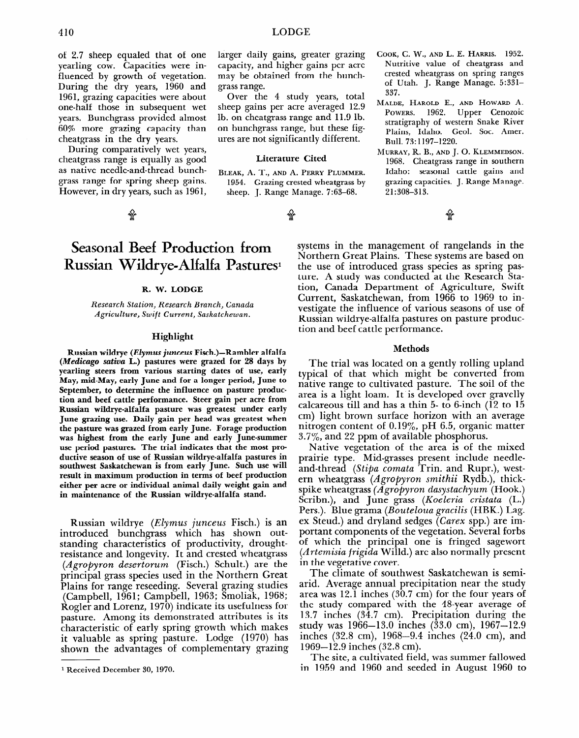of 2.7 sheep equaled that of one yearling cow. Capacities were influenced by growth of vegetation. During the dry years, 1960 and 1961, grazing capacities were about one-half those in subsequent wet years. Bunchgrass provided almost 60% more grazing capacity than cheatgrass in the dry years.

During comparatively wet years, cheatgrass range is equally as good as native needle-and-thread bunchgrass range for spring sheep gains. However, in dry years, such as 1961, larger daily gains, greater grazing capacity, and higher gains per acre may be obtained from the bunchgrass range.

Over the 4 study years, total sheep gains per acre averaged 12.9 lb. on cheatgrass range and 11.9 lb. on bunchgrass range, but these figures are not significantly different.

### Literature Cited

Bleak, A. T., and A. Perry Plummer. 1954. Grazing crested wheatgrass by sheep. J. Range Manage. 7:63–68.

Cook, C. W., and L. E. Harris. 1952. Nutritive value of cheatgrass and crested wheatgrass on spring ranges of Utah. J. Range Manage. 5:331–337.

Malde, Harold E., and Howard A. Powers. 1962. Upper Cenozoic stratigraphy of western Snake River Plains, Idaho. Geol. Soc. Amer. Bull. 73:1197–1220.

Murray, R. B., and J. O. Klemmedson. 1968. Cheatgrass range in southern Idaho: seasonal cattle gains and grazing capacities. J. Range Manage. 21:308–313.

# Seasonal Beef Production from Russian Wildrye-Alfalfa Pastures[1]

**R. W. LODGE**

*Research Station, Research Branch, Canada Agriculture, Swift Current, Saskatchewan.*

## Highlight

**Russian wildrye (*Elymus junceus* Fisch.)—Rambler alfalfa (*Medicago sativa* L.) pastures were grazed for 28 days by yearling steers from various starting dates of use, early May, mid-May, early June and for a longer period, June to September, to determine the influence on pasture production and beef cattle performance. Steer gain per acre from Russian wildrye-alfalfa pasture was greatest under early June grazing use. Daily gain per head was greatest when the pasture was grazed from early June. Forage production was highest from the early June and early June-summer use period pastures. The trial indicates that the most productive season of use of Russian wildrye-alfalfa pastures in southwest Saskatchewan is from early June. Such use will result in maximum production in terms of beef production either per acre or individual animal daily weight gain and in maintenance of the Russian wildrye-alfalfa stand.**

Russian wildrye (*Elymus junceus* Fisch.) is an introduced bunchgrass which has shown outstanding characteristics of productivity, drought-resistance and longevity. It and crested wheatgrass (*Agropyron desertorum* (Fisch.) Schult.) are the principal grass species used in the Northern Great Plains for range reseeding. Several grazing studies (Campbell, 1961; Campbell, 1963; Smoliak, 1968; Rogler and Lorenz, 1970) indicate its usefulness for pasture. Among its demonstrated attributes is its characteristic of early spring growth which makes it valuable as spring pasture. Lodge (1970) has shown the advantages of complementary grazing systems in the management of rangelands in the Northern Great Plains. These systems are based on the use of introduced grass species as spring pasture. A study was conducted at the Research Station, Canada Department of Agriculture, Swift Current, Saskatchewan, from 1966 to 1969 to investigate the influence of various seasons of use of Russian wildrye-alfalfa pastures on pasture production and beef cattle performance.

## Methods

The trial was located on a gently rolling upland typical of that which might be converted from native range to cultivated pasture. The soil of the area is a light loam. It is developed over gravelly calcareous till and has a thin 5- to 6-inch (12 to 15 cm) light brown surface horizon with an average nitrogen content of 0.19%, pH 6.5, organic matter 3.7%, and 22 ppm of available phosphorus.

Native vegetation of the area is of the mixed prairie type. Mid-grasses present include needle-and-thread (*Stipa comata* Trin. and Rupr.), western wheatgrass (*Agropyron smithii* Rydb.), thickspike wheatgrass (*Agropyron dasystachyum* (Hook.) Scribn.), and June grass (*Koeleria cristata* (L.) Pers.). Blue grama (*Bouteloua gracilis* (HBK.) Lag. ex Steud.) and dryland sedges (*Carex* spp.) are important components of the vegetation. Several forbs of which the principal one is fringed sagewort (*Artemisia frigida* Willd.) are also normally present in the vegetative cover.

The climate of southwest Saskatchewan is semi-arid. Average annual precipitation near the study area was 12.1 inches (30.7 cm) for the four years of the study compared with the 48-year average of 13.7 inches (34.7 cm). Precipitation during the study was 1966—13.0 inches (33.0 cm), 1967—12.9 inches (32.8 cm), 1968—9.4 inches (24.0 cm), and 1969—12.9 inches (32.8 cm).

The site, a cultivated field, was summer fallowed in 1959 and 1960 and seeded in August 1960 to

[1] Received December 30, 1970.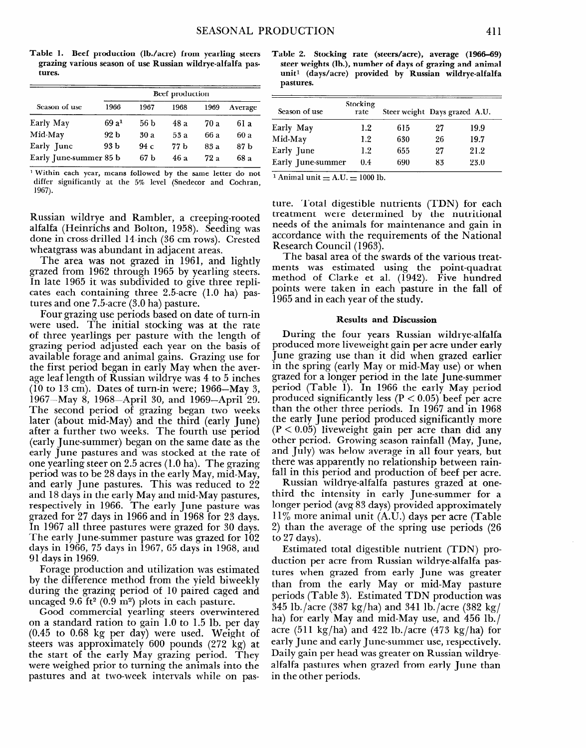Table 1. Beef production (lb./acre) from yearling steers grazing various season of use Russian wildrye-alfalfa pastures.

| Season of use | Beef production | | | | |
|---|---|---|---|---|---|
| | 1966 | 1967 | 1968 | 1969 | Average |
| Early May | 69 a[1] | 56 b | 48 a | 70 a | 61 a |
| Mid-May | 92 b | 30 a | 53 a | 66 a | 60 a |
| Early June | 93 b | 94 c | 77 b | 83 a | 87 b |
| Early June-summer | 85 b | 67 b | 46 a | 72 a | 68 a |

[1] Within each year, means followed by the same letter do not differ significantly at the 5% level (Snedecor and Cochran, 1967).

Russian wildrye and Rambler, a creeping-rooted alfalfa (Heinrichs and Bolton, 1958). Seeding was done in cross-drilled 14-inch (36 cm rows). Crested wheatgrass was abundant in adjacent areas.

The area was not grazed in 1961, and lightly grazed from 1962 through 1965 by yearling steers. In late 1965 it was subdivided to give three replicates each containing three 2.5-acre (1.0 ha) pastures and one 7.5-acre (3.0 ha) pasture.

Four grazing use periods based on date of turn-in were used. The initial stocking was at the rate of three yearlings per pasture with the length of grazing period adjusted each year on the basis of available forage and animal gains. Grazing use for the first period began in early May when the average leaf length of Russian wildrye was 4 to 5 inches (10 to 13 cm). Dates of turn-in were; 1966—May 3, 1967—May 8, 1968—April 30, and 1969—April 29. The second period of grazing began two weeks later (about mid-May) and the third (early June) after a further two weeks. The fourth use period (early June-summer) began on the same date as the early June pastures and was stocked at the rate of one yearling steer on 2.5 acres (1.0 ha). The grazing period was to be 28 days in the early May, mid-May, and early June pastures. This was reduced to 22 and 18 days in the early May and mid-May pastures, respectively in 1966. The early June pasture was grazed for 27 days in 1966 and in 1968 for 23 days. In 1967 all three pastures were grazed for 30 days. The early June-summer pasture was grazed for 102 days in 1966, 75 days in 1967, 65 days in 1968, and 91 days in 1969.

Forage production and utilization was estimated by the difference method from the yield biweekly during the grazing period of 10 paired caged and uncaged 9.6 ft$^2$ (0.9 m$^2$) plots in each pasture.

Good commercial yearling steers overwintered on a standard ration to gain 1.0 to 1.5 lb. per day (0.45 to 0.68 kg per day) were used. Weight of steers was approximately 600 pounds (272 kg) at the start of the early May grazing period. They were weighed prior to turning the animals into the pastures and at two-week intervals while on pasture. Total digestible nutrients (TDN) for each treatment were determined by the nutritional needs of the animals for maintenance and gain in accordance with the requirements of the National Research Council (1963).

The basal area of the swards of the various treatments was estimated using the point-quadrat method of Clarke et al. (1942). Five hundred points were taken in each pasture in the fall of 1965 and in each year of the study.

Table 2. Stocking rate (steers/acre), average (1966–69) steer weights (lb.), number of days of grazing and animal unit[1] (days/acre) provided by Russian wildrye-alfalfa pastures.

| Season of use | Stocking rate | Steer weight | Days grazed | A.U. |
|---|---|---|---|---|
| Early May | 1.2 | 615 | 27 | 19.9 |
| Mid-May | 1.2 | 630 | 26 | 19.7 |
| Early June | 1.2 | 655 | 27 | 21.2 |
| Early June-summer | 0.4 | 690 | 83 | 23.0 |

[1] Animal unit = A.U. = 1000 lb.

### Results and Discussion

During the four years Russian wildrye-alfalfa produced more liveweight gain per acre under early June grazing use than it did when grazed earlier in the spring (early May or mid-May use) or when grazed for a longer period in the late June-summer period (Table 1). In 1966 the early May period produced significantly less ($P < 0.05$) beef per acre than the other three periods. In 1967 and in 1968 the early June period produced significantly more ($P < 0.05$) liveweight gain per acre than did any other period. Growing season rainfall (May, June, and July) was below average in all four years, but there was apparently no relationship between rainfall in this period and production of beef per acre.

Russian wildrye-alfalfa pastures grazed at one-third the intensity in early June-summer for a longer period (avg 83 days) provided approximately 11% more animal unit (A.U.) days per acre (Table 2) than the average of the spring use periods (26 to 27 days).

Estimated total digestible nutrient (TDN) production per acre from Russian wildrye-alfalfa pastures when grazed from early June was greater than from the early May or mid-May pasture periods (Table 3). Estimated TDN production was 345 lb./acre (387 kg/ha) and 341 lb./acre (382 kg/ha) for early May and mid-May use, and 456 lb./acre (511 kg/ha) and 422 lb./acre (473 kg/ha) for early June and early June-summer use, respectively. Daily gain per head was greater on Russian wildrye-alfalfa pastures when grazed from early June than in the other periods.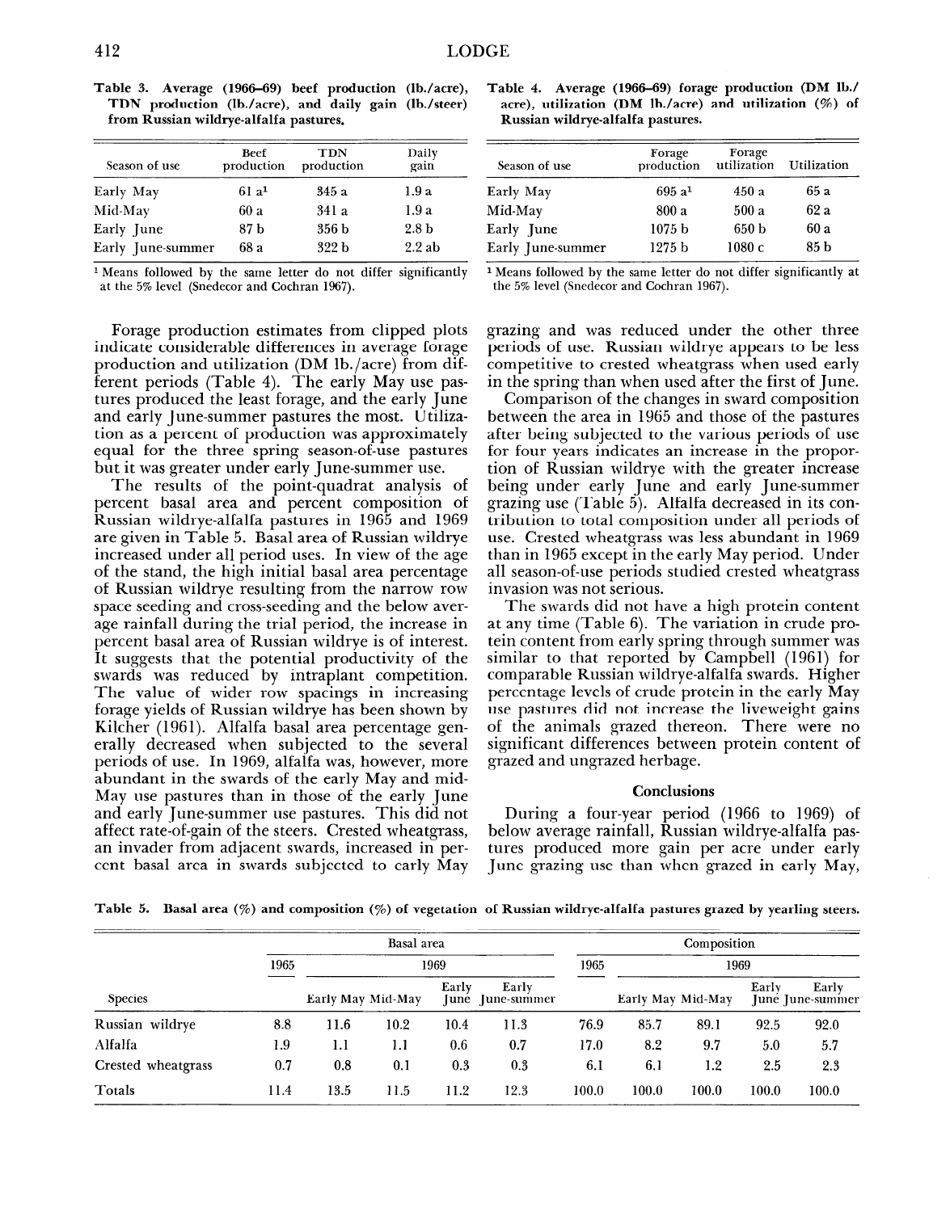**Table 3. Average (1966–69) beef production (lb./acre), TDN production (lb./acre), and daily gain (lb./steer) from Russian wildrye-alfalfa pastures.**

| Season of use | Beef production | TDN production | Daily gain |
|---|---|---|---|
| Early May | 61 a[1] | 345 a | 1.9 a |
| Mid-May | 60 a | 341 a | 1.9 a |
| Early June | 87 b | 356 b | 2.8 b |
| Early June-summer | 68 a | 322 b | 2.2 ab |

[1] Means followed by the same letter do not differ significantly at the 5% level (Snedecor and Cochran 1967).

**Table 4. Average (1966–69) forage production (DM lb./acre), utilization (DM lb./acre) and utilization (%) of Russian wildrye-alfalfa pastures.**

| Season of use | Forage production | Forage utilization | Utilization |
|---|---|---|---|
| Early May | 695 a[1] | 450 a | 65 a |
| Mid-May | 800 a | 500 a | 62 a |
| Early June | 1075 b | 650 b | 60 a |
| Early June-summer | 1275 b | 1080 c | 85 b |

[1] Means followed by the same letter do not differ significantly at the 5% level (Snedecor and Cochran 1967).

Forage production estimates from clipped plots indicate considerable differences in average forage production and utilization (DM lb./acre) from different periods (Table 4). The early May use pastures produced the least forage, and the early June and early June-summer pastures the most. Utilization as a percent of production was approximately equal for the three spring season-of-use pastures but it was greater under early June-summer use.

The results of the point-quadrat analysis of percent basal area and percent composition of Russian wildrye-alfalfa pastures in 1965 and 1969 are given in Table 5. Basal area of Russian wildrye increased under all period uses. In view of the age of the stand, the high initial basal area percentage of Russian wildrye resulting from the narrow row space seeding and cross-seeding and the below average rainfall during the trial period, the increase in percent basal area of Russian wildrye is of interest. It suggests that the potential productivity of the swards was reduced by intraplant competition. The value of wider row spacings in increasing forage yields of Russian wildrye has been shown by Kilcher (1961). Alfalfa basal area percentage generally decreased when subjected to the several periods of use. In 1969, alfalfa was, however, more abundant in the swards of the early May and mid-May use pastures than in those of the early June and early June-summer use pastures. This did not affect rate-of-gain of the steers. Crested wheatgrass, an invader from adjacent swards, increased in percent basal area in swards subjected to early May grazing and was reduced under the other three periods of use. Russian wildrye appears to be less competitive to crested wheatgrass when used early in the spring than when used after the first of June.

Comparison of the changes in sward composition between the area in 1965 and those of the pastures after being subjected to the various periods of use for four years indicates an increase in the proportion of Russian wildrye with the greater increase being under early June and early June-summer grazing use (Table 5). Alfalfa decreased in its contribution to total composition under all periods of use. Crested wheatgrass was less abundant in 1969 than in 1965 except in the early May period. Under all season-of-use periods studied crested wheatgrass invasion was not serious.

The swards did not have a high protein content at any time (Table 6). The variation in crude protein content from early spring through summer was similar to that reported by Campbell (1961) for comparable Russian wildrye-alfalfa swards. Higher percentage levels of crude protein in the early May use pastures did not increase the liveweight gains of the animals grazed thereon. There were no significant differences between protein content of grazed and ungrazed herbage.

## Conclusions

During a four-year period (1966 to 1969) of below average rainfall, Russian wildrye-alfalfa pastures produced more gain per acre under early June grazing use than when grazed in early May,

**Table 5. Basal area (%) and composition (%) of vegetation of Russian wildrye-alfalfa pastures grazed by yearling steers.**

| | Basal area | | | | | Composition | | | | |
|---|---|---|---|---|---|---|---|---|---|---|
| | 1965 | 1969 | | | | 1965 | 1969 | | | |
| Species | | Early May | Mid-May | Early June | Early June-summer | | Early May | Mid-May | Early June | Early June-summer |
| Russian wildrye | 8.8 | 11.6 | 10.2 | 10.4 | 11.3 | 76.9 | 85.7 | 89.1 | 92.5 | 92.0 |
| Alfalfa | 1.9 | 1.1 | 1.1 | 0.6 | 0.7 | 17.0 | 8.2 | 9.7 | 5.0 | 5.7 |
| Crested wheatgrass | 0.7 | 0.8 | 0.1 | 0.3 | 0.3 | 6.1 | 6.1 | 1.2 | 2.5 | 2.3 |
| Totals | 11.4 | 13.5 | 11.5 | 11.2 | 12.3 | 100.0 | 100.0 | 100.0 | 100.0 | 100.0 |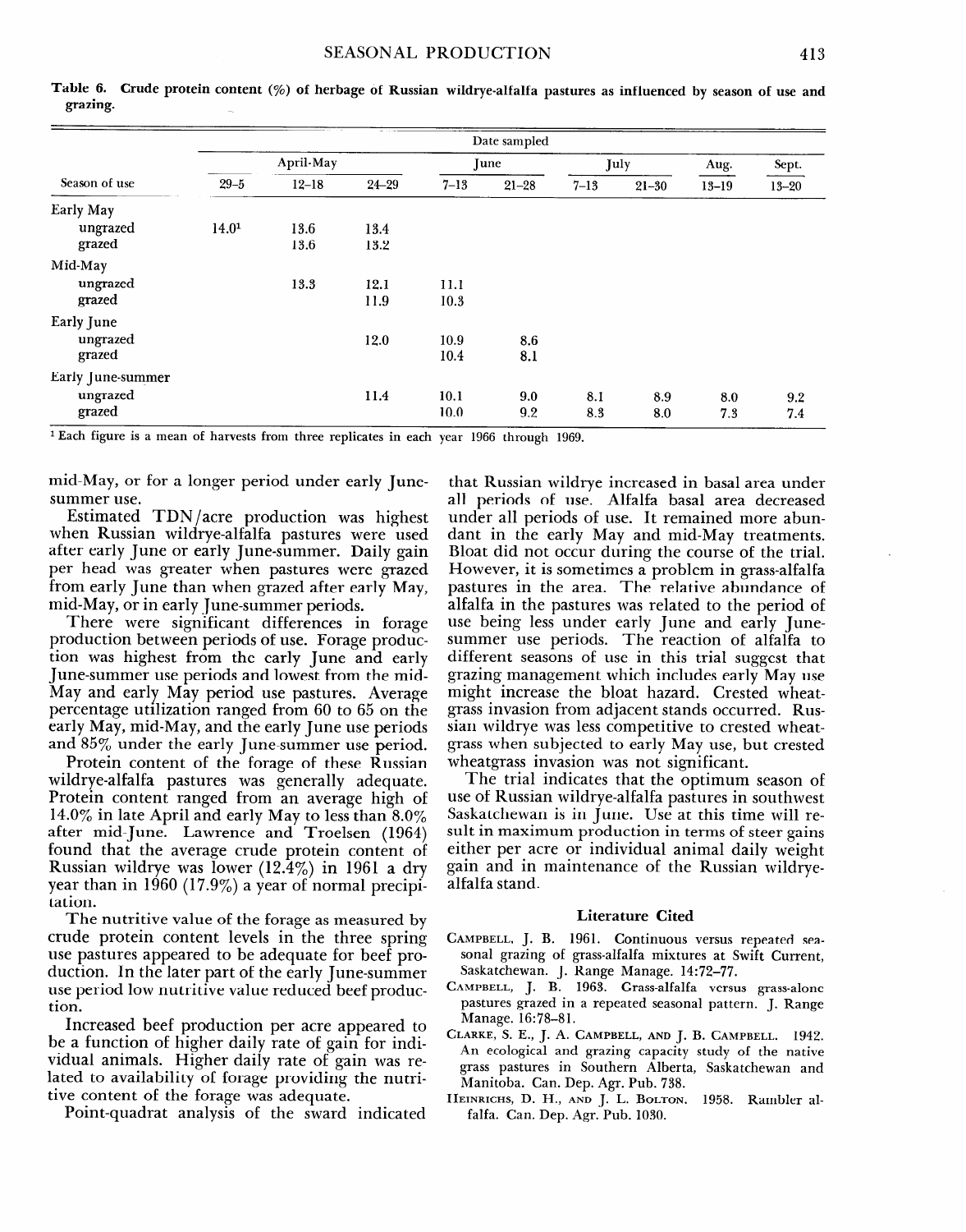Table 6. Crude protein content (%) of herbage of Russian wildrye-alfalfa pastures as influenced by season of use and grazing.

| | Date sampled | | | | | | | | |
|---|---|---|---|---|---|---|---|---|---|
| | April-May | | | June | | July | | Aug. | Sept. |
| Season of use | 29–5 | 12–18 | 24–29 | 7–13 | 21–28 | 7–13 | 21–30 | 13–19 | 13–20 |
| Early May | | | | | | | | | |
| ungrazed | 14.0[1] | 13.6 | 13.4 | | | | | | |
| grazed | | 13.6 | 13.2 | | | | | | |
| Mid-May | | | | | | | | | |
| ungrazed | | 13.3 | 12.1 | 11.1 | | | | | |
| grazed | | | 11.9 | 10.3 | | | | | |
| Early June | | | | | | | | | |
| ungrazed | | | 12.0 | 10.9 | 8.6 | | | | |
| grazed | | | | 10.4 | 8.1 | | | | |
| Early June-summer | | | | | | | | | |
| ungrazed | | | 11.4 | 10.1 | 9.0 | 8.1 | 8.9 | 8.0 | 9.2 |
| grazed | | | | 10.0 | 9.2 | 8.3 | 8.0 | 7.3 | 7.4 |

[1] Each figure is a mean of harvests from three replicates in each year 1966 through 1969.

mid-May, or for a longer period under early June-summer use.

Estimated TDN/acre production was highest when Russian wildrye-alfalfa pastures were used after early June or early June-summer. Daily gain per head was greater when pastures were grazed from early June than when grazed after early May, mid-May, or in early June-summer periods.

There were significant differences in forage production between periods of use. Forage production was highest from the early June and early June-summer use periods and lowest from the mid-May and early May period use pastures. Average percentage utilization ranged from 60 to 65 on the early May, mid-May, and the early June use periods and 85% under the early June-summer use period.

Protein content of the forage of these Russian wildrye-alfalfa pastures was generally adequate. Protein content ranged from an average high of 14.0% in late April and early May to less than 8.0% after mid-June. Lawrence and Troelsen (1964) found that the average crude protein content of Russian wildrye was lower (12.4%) in 1961 a dry year than in 1960 (17.9%) a year of normal precipitation.

The nutritive value of the forage as measured by crude protein content levels in the three spring use pastures appeared to be adequate for beef production. In the later part of the early June-summer use period low nutritive value reduced beef production.

Increased beef production per acre appeared to be a function of higher daily rate of gain for individual animals. Higher daily rate of gain was related to availability of forage providing the nutritive content of the forage was adequate.

Point-quadrat analysis of the sward indicated that Russian wildrye increased in basal area under all periods of use. Alfalfa basal area decreased under all periods of use. It remained more abundant in the early May and mid-May treatments. Bloat did not occur during the course of the trial. However, it is sometimes a problem in grass-alfalfa pastures in the area. The relative abundance of alfalfa in the pastures was related to the period of use being less under early June and early June-summer use periods. The reaction of alfalfa to different seasons of use in this trial suggest that grazing management which includes early May use might increase the bloat hazard. Crested wheatgrass invasion from adjacent stands occurred. Russian wildrye was less competitive to crested wheatgrass when subjected to early May use, but crested wheatgrass invasion was not significant.

The trial indicates that the optimum season of use of Russian wildrye-alfalfa pastures in southwest Saskatchewan is in June. Use at this time will result in maximum production in terms of steer gains either per acre or individual animal daily weight gain and in maintenance of the Russian wildrye-alfalfa stand.

## Literature Cited

Campbell, J. B. 1961. Continuous versus repeated seasonal grazing of grass-alfalfa mixtures at Swift Current, Saskatchewan. J. Range Manage. 14:72–77.

Campbell, J. B. 1963. Grass-alfalfa versus grass-alone pastures grazed in a repeated seasonal pattern. J. Range Manage. 16:78–81.

Clarke, S. E., J. A. Campbell, and J. B. Campbell. 1942. An ecological and grazing capacity study of the native grass pastures in Southern Alberta, Saskatchewan and Manitoba. Can. Dep. Agr. Pub. 738.

Heinrichs, D. H., and J. L. Bolton. 1958. Rambler alfalfa. Can. Dep. Agr. Pub. 1030.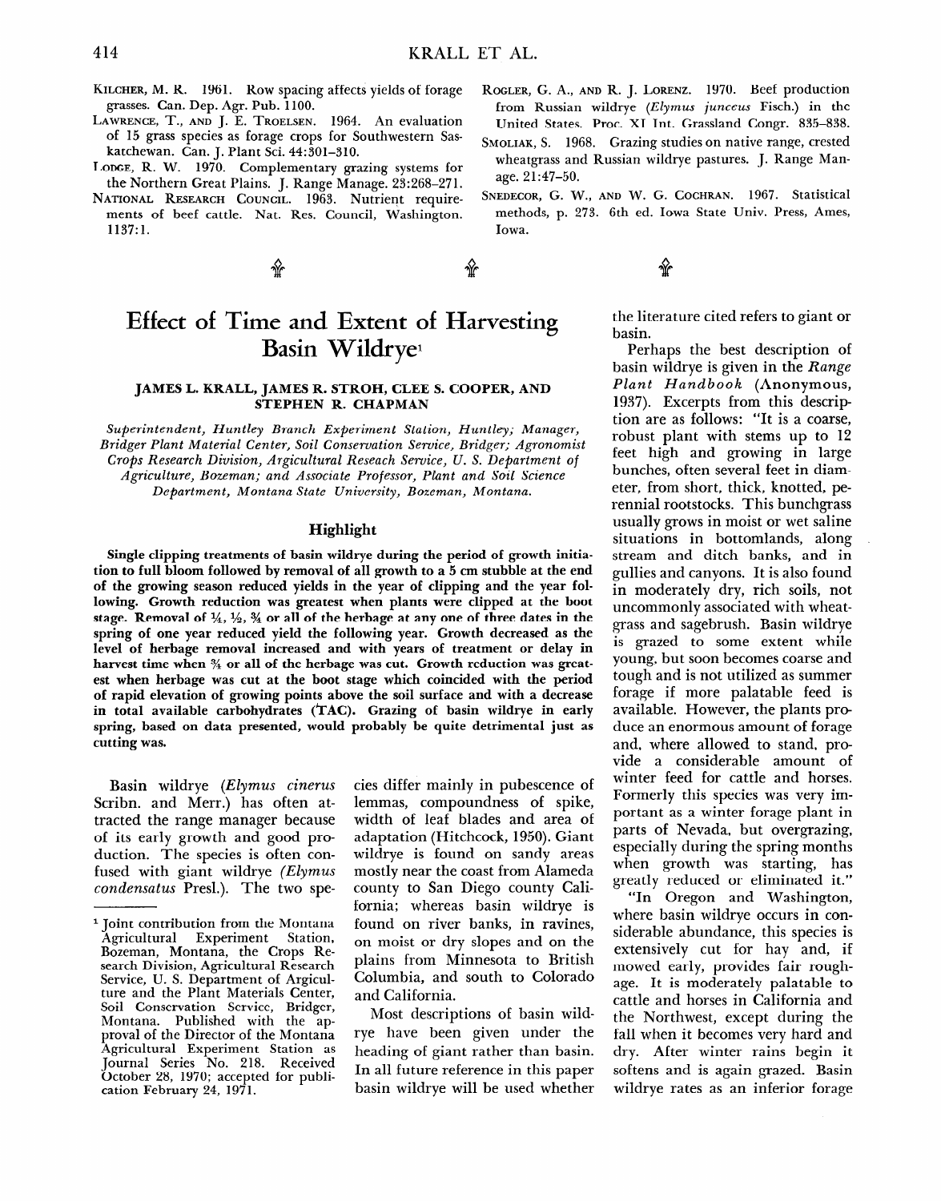KILCHER, M. R. 1961. Row spacing affects yields of forage grasses. Can. Dep. Agr. Pub. 1100.

LAWRENCE, T., AND J. E. TROELSEN. 1964. An evaluation of 15 grass species as forage crops for Southwestern Saskatchewan. Can. J. Plant Sci. 44:301–310.

LODGE, R. W. 1970. Complementary grazing systems for the Northern Great Plains. J. Range Manage. 23:268–271.

NATIONAL RESEARCH COUNCIL. 1963. Nutrient requirements of beef cattle. Nat. Res. Council, Washington. 1137:1.

ROGLER, G. A., AND R. J. LORENZ. 1970. Beef production from Russian wildrye (*Elymus junceus* Fisch.) in the United States. Proc. XI Int. Grassland Congr. 835–838.

SMOLIAK, S. 1968. Grazing studies on native range, crested wheatgrass and Russian wildrye pastures. J. Range Manage. 21:47–50.

SNEDECOR, G. W., AND W. G. COCHRAN. 1967. Statistical methods, p. 273. 6th ed. Iowa State Univ. Press, Ames, Iowa.

# Effect of Time and Extent of Harvesting Basin Wildrye[1]

**JAMES L. KRALL, JAMES R. STROH, CLEE S. COOPER, AND STEPHEN R. CHAPMAN**

*Superintendent, Huntley Branch Experiment Station, Huntley; Manager, Bridger Plant Material Center, Soil Conservation Service, Bridger; Agronomist Crops Research Division, Agricultural Reseach Service, U. S. Department of Agriculture, Bozeman; and Associate Professor, Plant and Soil Science Department, Montana State University, Bozeman, Montana.*

## Highlight

**Single clipping treatments of basin wildrye during the period of growth initiation to full bloom followed by removal of all growth to a 5 cm stubble at the end of the growing season reduced yields in the year of clipping and the year following. Growth reduction was greatest when plants were clipped at the boot stage. Removal of ¼, ½, ¾ or all of the herbage at any one of three dates in the spring of one year reduced yield the following year. Growth decreased as the level of herbage removal increased and with years of treatment or delay in harvest time when ¾ or all of the herbage was cut. Growth reduction was greatest when herbage was cut at the boot stage which coincided with the period of rapid elevation of growing points above the soil surface and with a decrease in total available carbohydrates (TAC). Grazing of basin wildrye in early spring, based on data presented, would probably be quite detrimental just as cutting was.**

Basin wildrye (*Elymus cinerus* Scribn. and Merr.) has often attracted the range manager because of its early growth and good production. The species is often confused with giant wildrye (*Elymus condensatus* Presl.). The two species differ mainly in pubescence of lemmas, compoundness of spike, width of leaf blades and area of adaptation (Hitchcock, 1950). Giant wildrye is found on sandy areas mostly near the coast from Alameda county to San Diego county California; whereas basin wildrye is found on river banks, in ravines, on moist or dry slopes and on the plains from Minnesota to British Columbia, and south to Colorado and California.

Most descriptions of basin wildrye have been given under the heading of giant rather than basin. In all future reference in this paper basin wildrye will be used whether the literature cited refers to giant or basin.

Perhaps the best description of basin wildrye is given in the *Range Plant Handbook* (Anonymous, 1937). Excerpts from this description are as follows: "It is a coarse, robust plant with stems up to 12 feet high and growing in large bunches, often several feet in diameter, from short, thick, knotted, perennial rootstocks. This bunchgrass usually grows in moist or wet saline situations in bottomlands, along stream and ditch banks, and in gullies and canyons. It is also found in moderately dry, rich soils, not uncommonly associated with wheatgrass and sagebrush. Basin wildrye is grazed to some extent while young, but soon becomes coarse and tough and is not utilized as summer forage if more palatable feed is available. However, the plants produce an enormous amount of forage and, where allowed to stand, provide a considerable amount of winter feed for cattle and horses. Formerly this species was very important as a winter forage plant in parts of Nevada, but overgrazing, especially during the spring months when growth was starting, has greatly reduced or eliminated it."

"In Oregon and Washington, where basin wildrye occurs in considerable abundance, this species is extensively cut for hay and, if mowed early, provides fair roughage. It is moderately palatable to cattle and horses in California and the Northwest, except during the fall when it becomes very hard and dry. After winter rains begin it softens and is again grazed. Basin wildrye rates as an inferior forage

---

[1] Joint contribution from the Montana Agricultural Experiment Station, Bozeman, Montana, the Crops Research Division, Agricultural Research Service, U. S. Department of Argiculture and the Plant Materials Center, Soil Conservation Service, Bridger, Montana. Published with the approval of the Director of the Montana Agricultural Experiment Station as Journal Series No. 218. Received October 28, 1970; accepted for publication February 24, 1971.